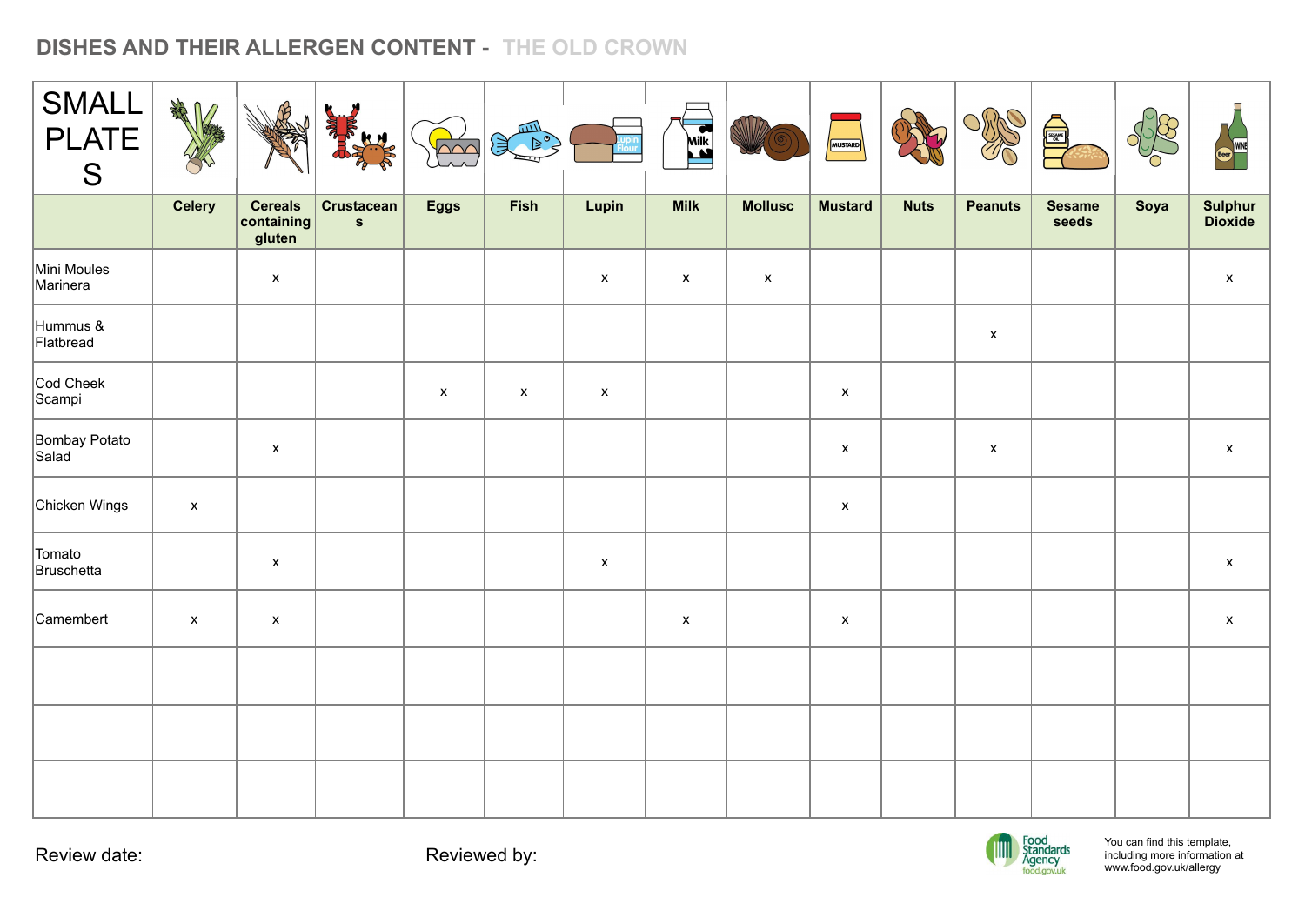# DISHES AND THEIR ALLERGEN CONTENT - THE OLD CROWN

| SMALL PLATES | Celery | Cereals containing gluten | Crustaceans | Eggs | Fish | Lupin | Milk | Mollusc | Mustard | Nuts | Peanuts | Sesame seeds | Soya | Sulphur Dioxide |
|---|---|---|---|---|---|---|---|---|---|---|---|---|---|---|
| Mini Moules Marinera | | x | | | | x | x | x | | | | | | x |
| Hummus & Flatbread | | | | | | | | | | | x | | | |
| Cod Cheek Scampi | | | | x | x | x | | | x | | | | | |
| Bombay Potato Salad | | x | | | | | | | x | | x | | | x |
| Chicken Wings | x | | | | | | | | x | | | | | |
| Tomato Bruschetta | | x | | | | x | | | | | | | | x |
| Camembert | x | x | | | | | x | | x | | | | | x |
| | | | | | | | | | | | | | | |
| | | | | | | | | | | | | | | |
| | | | | | | | | | | | | | | |

Review date:

Reviewed by:

Food Standards Agency food.gov.uk

You can find this template, including more information at www.food.gov.uk/allergy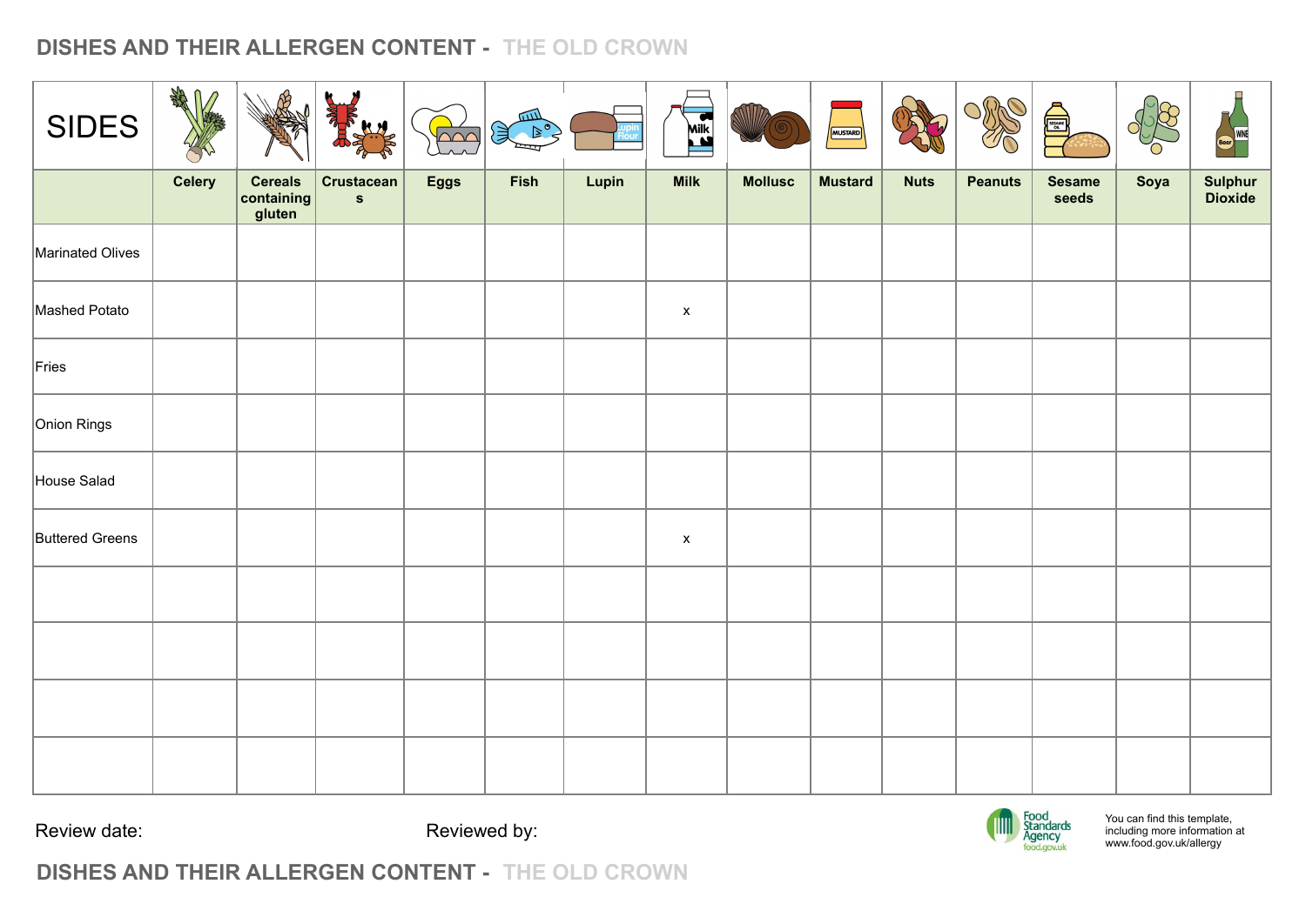## DISHES AND THEIR ALLERGEN CONTENT - THE OLD CROWN

| SIDES | Celery | Cereals containing gluten | Crustaceans | Eggs | Fish | Lupin | Milk | Mollusc | Mustard | Nuts | Peanuts | Sesame seeds | Soya | Sulphur Dioxide |
|---|---|---|---|---|---|---|---|---|---|---|---|---|---|---|
| Marinated Olives | | | | | | | | | | | | | | |
| Mashed Potato | | | | | | | x | | | | | | | |
| Fries | | | | | | | | | | | | | | |
| Onion Rings | | | | | | | | | | | | | | |
| House Salad | | | | | | | | | | | | | | |
| Buttered Greens | | | | | | | x | | | | | | | |
| | | | | | | | | | | | | | | |
| | | | | | | | | | | | | | | |
| | | | | | | | | | | | | | | |
| | | | | | | | | | | | | | | |

Review date:

Reviewed by:

Food Standards Agency food.gov.uk

You can find this template, including more information at www.food.gov.uk/allergy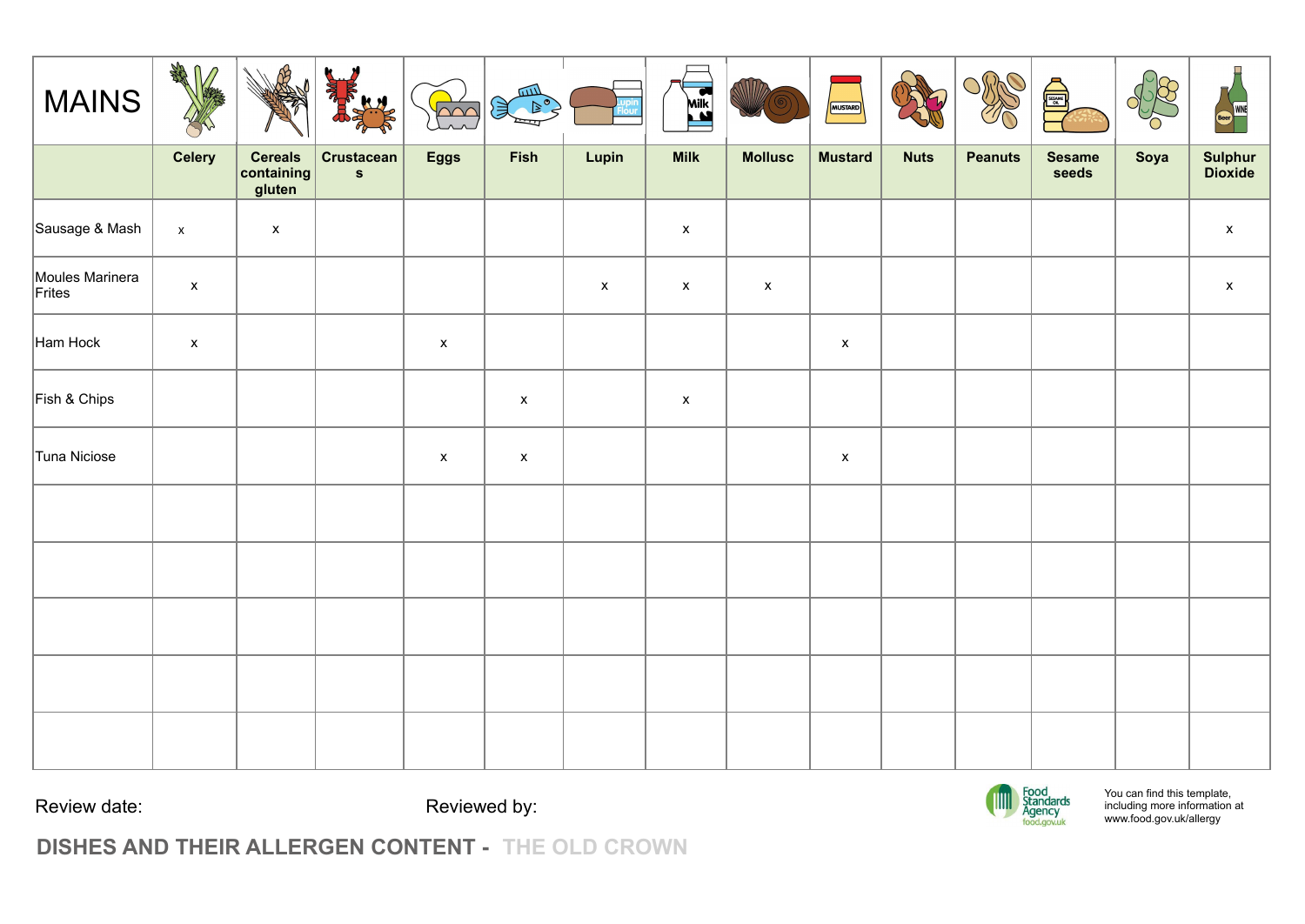| MAINS | Celery | Cereals containing gluten | Crustaceans | Eggs | Fish | Lupin | Milk | Mollusc | Mustard | Nuts | Peanuts | Sesame seeds | Soya | Sulphur Dioxide |
|---|---|---|---|---|---|---|---|---|---|---|---|---|---|---|
| Sausage & Mash | x | x | | | | | x | | | | | | | x |
| Moules Marinera Frites | x | | | | | x | x | x | | | | | | x |
| Ham Hock | x | | | x | | | | | x | | | | | |
| Fish & Chips | | | | | x | | x | | | | | | | |
| Tuna Niciose | | | | x | x | | | | x | | | | | |
| | | | | | | | | | | | | | | |
| | | | | | | | | | | | | | | |
| | | | | | | | | | | | | | | |
| | | | | | | | | | | | | | | |
| | | | | | | | | | | | | | | |

Review date:

Reviewed by:

Food Standards Agency food.gov.uk

You can find this template, including more information at www.food.gov.uk/allergy

**DISHES AND THEIR ALLERGEN CONTENT - THE OLD CROWN**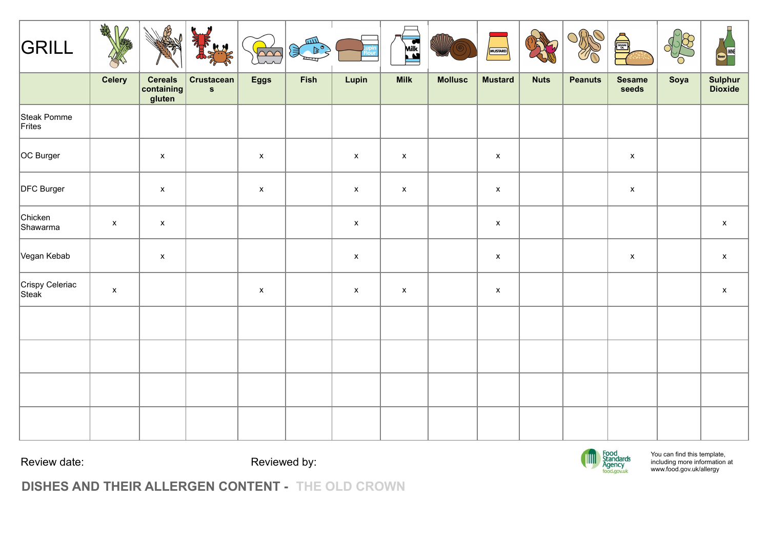| GRILL | Celery | Cereals containing gluten | Crustaceans | Eggs | Fish | Lupin | Milk | Mollusc | Mustard | Nuts | Peanuts | Sesame seeds | Soya | Sulphur Dioxide |
|---|---|---|---|---|---|---|---|---|---|---|---|---|---|---|
| Steak Pomme Frites | | | | | | | | | | | | | | |
| OC Burger | | x | | x | | x | x | | x | | | x | | |
| DFC Burger | | x | | x | | x | x | | x | | | x | | |
| Chicken Shawarma | x | x | | | | x | | | x | | | | | x |
| Vegan Kebab | | x | | | | x | | | x | | | x | | x |
| Crispy Celeriac Steak | x | | | x | | x | x | | x | | | | | x |
| | | | | | | | | | | | | | | |
| | | | | | | | | | | | | | | |
| | | | | | | | | | | | | | | |
| | | | | | | | | | | | | | | |

Review date:

Reviewed by:

Food Standards Agency food.gov.uk

You can find this template, including more information at www.food.gov.uk/allergy

**DISHES AND THEIR ALLERGEN CONTENT - THE OLD CROWN**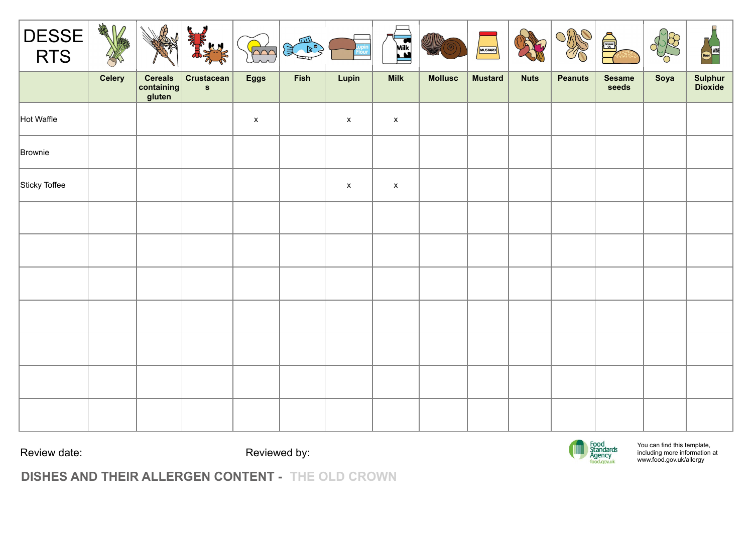| DESSERTS | Celery | Cereals containing gluten | Crustaceans | Eggs | Fish | Lupin | Milk | Mollusc | Mustard | Nuts | Peanuts | Sesame seeds | Soya | Sulphur Dioxide |
|---|---|---|---|---|---|---|---|---|---|---|---|---|---|---|
| Hot Waffle | | | | x | | x | x | | | | | | | |
| Brownie | | | | | | | | | | | | | | |
| Sticky Toffee | | | | | | x | x | | | | | | | |
| | | | | | | | | | | | | | | |
| | | | | | | | | | | | | | | |
| | | | | | | | | | | | | | | |
| | | | | | | | | | | | | | | |
| | | | | | | | | | | | | | | |
| | | | | | | | | | | | | | | |
| | | | | | | | | | | | | | | |

Review date: Reviewed by:

Food Standards Agency food.gov.uk

You can find this template, including more information at www.food.gov.uk/allergy

**DISHES AND THEIR ALLERGEN CONTENT - THE OLD CROWN**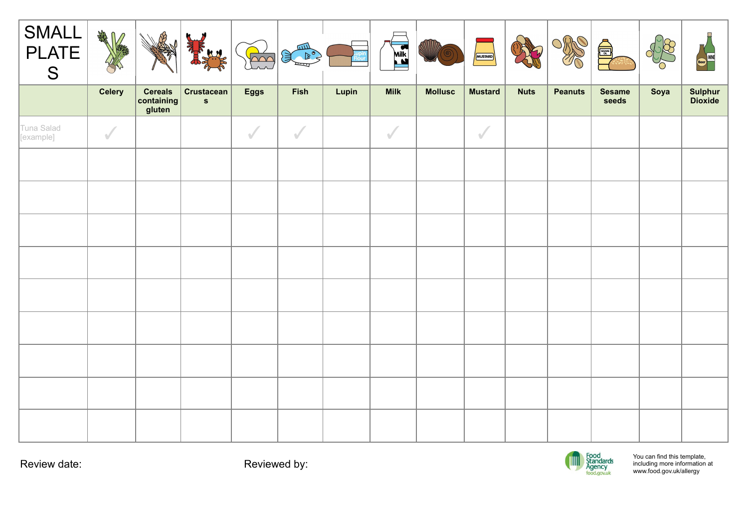| SMALL PLATES | Celery | Cereals containing gluten | Crustaceans | Eggs | Fish | Lupin | Milk | Mollusc | Mustard | Nuts | Peanuts | Sesame seeds | Soya | Sulphur Dioxide |
|---|---|---|---|---|---|---|---|---|---|---|---|---|---|---|
| Tuna Salad [example] | ✓ | | | ✓ | ✓ | | ✓ | | ✓ | | | | | |
| | | | | | | | | | | | | | | |
| | | | | | | | | | | | | | | |
| | | | | | | | | | | | | | | |
| | | | | | | | | | | | | | | |
| | | | | | | | | | | | | | | |
| | | | | | | | | | | | | | | |
| | | | | | | | | | | | | | | |
| | | | | | | | | | | | | | | |
| | | | | | | | | | | | | | | |

Review date:

Reviewed by:

Food Standards Agency
food.gov.uk

You can find this template, including more information at www.food.gov.uk/allergy